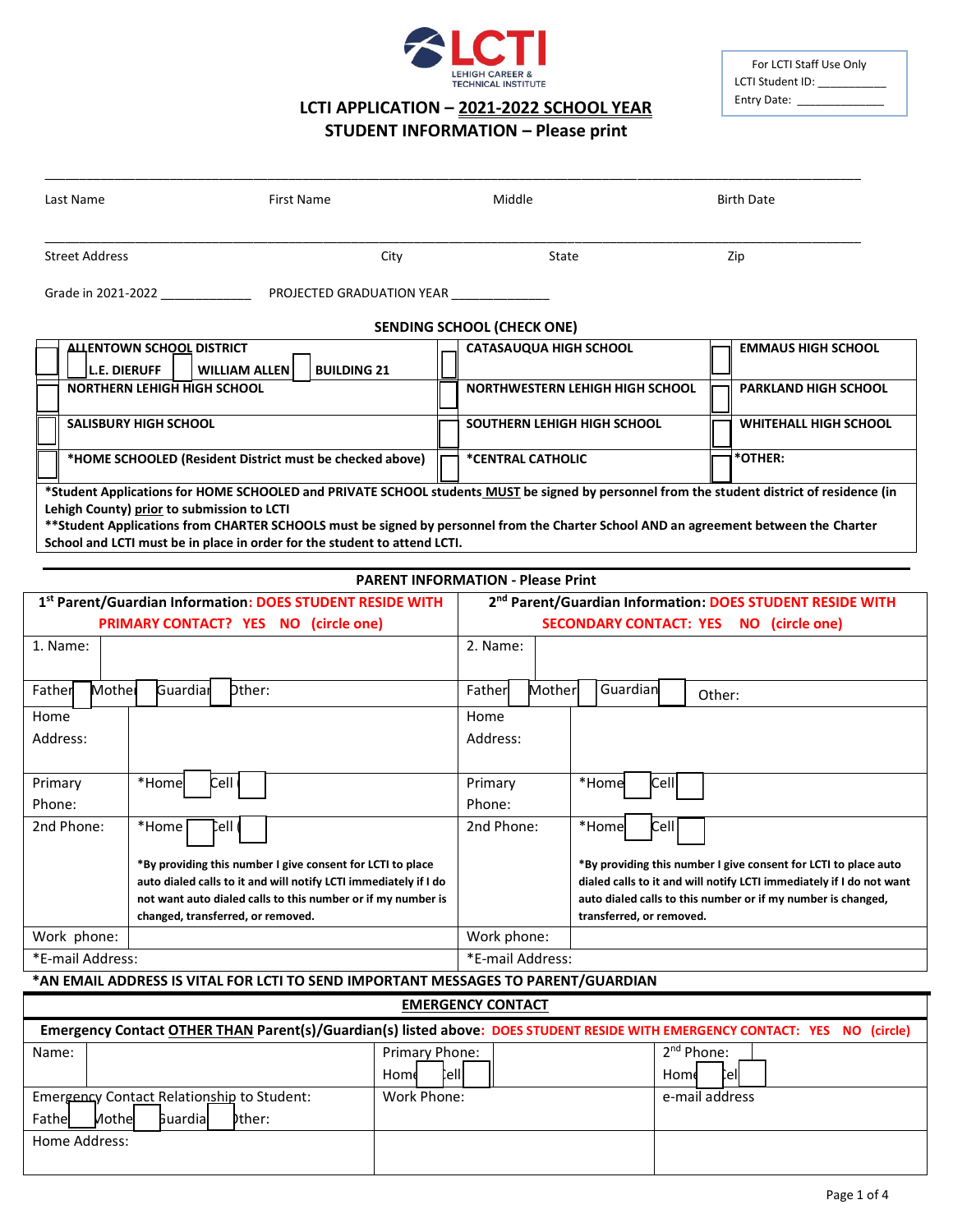LCTI
LEHIGH CAREER & TECHNICAL INSTITUTE

| For LCTI Staff Use Only |
|---|
| LCTI Student ID: ___________ |
| Entry Date: _____________ |

# LCTI APPLICATION – 2021-2022 SCHOOL YEAR
## STUDENT INFORMATION – Please print

_____________________________________________________________________________________

Last Name First Name Middle Birth Date

_____________________________________________________________________________________

Street Address City State Zip

Grade in 2021-2022 _____________ PROJECTED GRADUATION YEAR ______________

### SENDING SCHOOL (CHECK ONE)

| | | | | | |
|---|---|---|---|---|---|
| ☐ | **ALLENTOWN SCHOOL DISTRICT** ☐ **L.E. DIERUFF** ☐ **WILLIAM ALLEN** ☐ **BUILDING 21** | ☐ | **CATASAUQUA HIGH SCHOOL** | ☐ | **EMMAUS HIGH SCHOOL** |
| ☐ | **NORTHERN LEHIGH HIGH SCHOOL** | ☐ | **NORTHWESTERN LEHIGH HIGH SCHOOL** | ☐ | **PARKLAND HIGH SCHOOL** |
| ☐ | **SALISBURY HIGH SCHOOL** | ☐ | **SOUTHERN LEHIGH HIGH SCHOOL** | ☐ | **WHITEHALL HIGH SCHOOL** |
| ☐ | ***HOME SCHOOLED (Resident District must be checked above)** | ☐ | ***CENTRAL CATHOLIC** | ☐ | ***OTHER:** |

***Student Applications for HOME SCHOOLED and PRIVATE SCHOOL students MUST be signed by personnel from the student district of residence (in Lehigh County) prior to submission to LCTI**
****Student Applications from CHARTER SCHOOLS must be signed by personnel from the Charter School AND an agreement between the Charter School and LCTI must be in place in order for the student to attend LCTI.**

### PARENT INFORMATION - Please Print

| 1st Parent/Guardian Information: DOES STUDENT RESIDE WITH PRIMARY CONTACT? YES NO (circle one) | | 2nd Parent/Guardian Information: DOES STUDENT RESIDE WITH SECONDARY CONTACT: YES NO (circle one) | |
|---|---|---|---|
| 1. Name: | | 2. Name: | |
| Father ☐ Mother ☐ Guardian ☐ Other: | | Father ☐ Mother ☐ Guardian ☐ Other: | |
| Home Address: | | Home Address: | |
| Primary Phone: | *Home ☐ Cell ☐ | Primary Phone: | *Home ☐ Cell ☐ |
| 2nd Phone: | *Home ☐ Cell ☐ **\*By providing this number I give consent for LCTI to place auto dialed calls to it and will notify LCTI immediately if I do not want auto dialed calls to this number or if my number is changed, transferred, or removed.** | 2nd Phone: | *Home ☐ Cell ☐ **\*By providing this number I give consent for LCTI to place auto dialed calls to it and will notify LCTI immediately if I do not want auto dialed calls to this number or if my number is changed, transferred, or removed.** |
| Work phone: | | Work phone: | |
| *E-mail Address: | | *E-mail Address: | |

***AN EMAIL ADDRESS IS VITAL FOR LCTI TO SEND IMPORTANT MESSAGES TO PARENT/GUARDIAN**

### EMERGENCY CONTACT

**Emergency Contact OTHER THAN Parent(s)/Guardian(s) listed above: DOES STUDENT RESIDE WITH EMERGENCY CONTACT: YES NO (circle)**

| | | |
|---|---|---|
| Name: | Primary Phone: Home ☐ Cell ☐ | 2nd Phone: Home ☐ Cell ☐ |
| Emergency Contact Relationship to Student: Father ☐ Mother ☐ Guardian ☐ Other: | Work Phone: | e-mail address |
| Home Address: | | |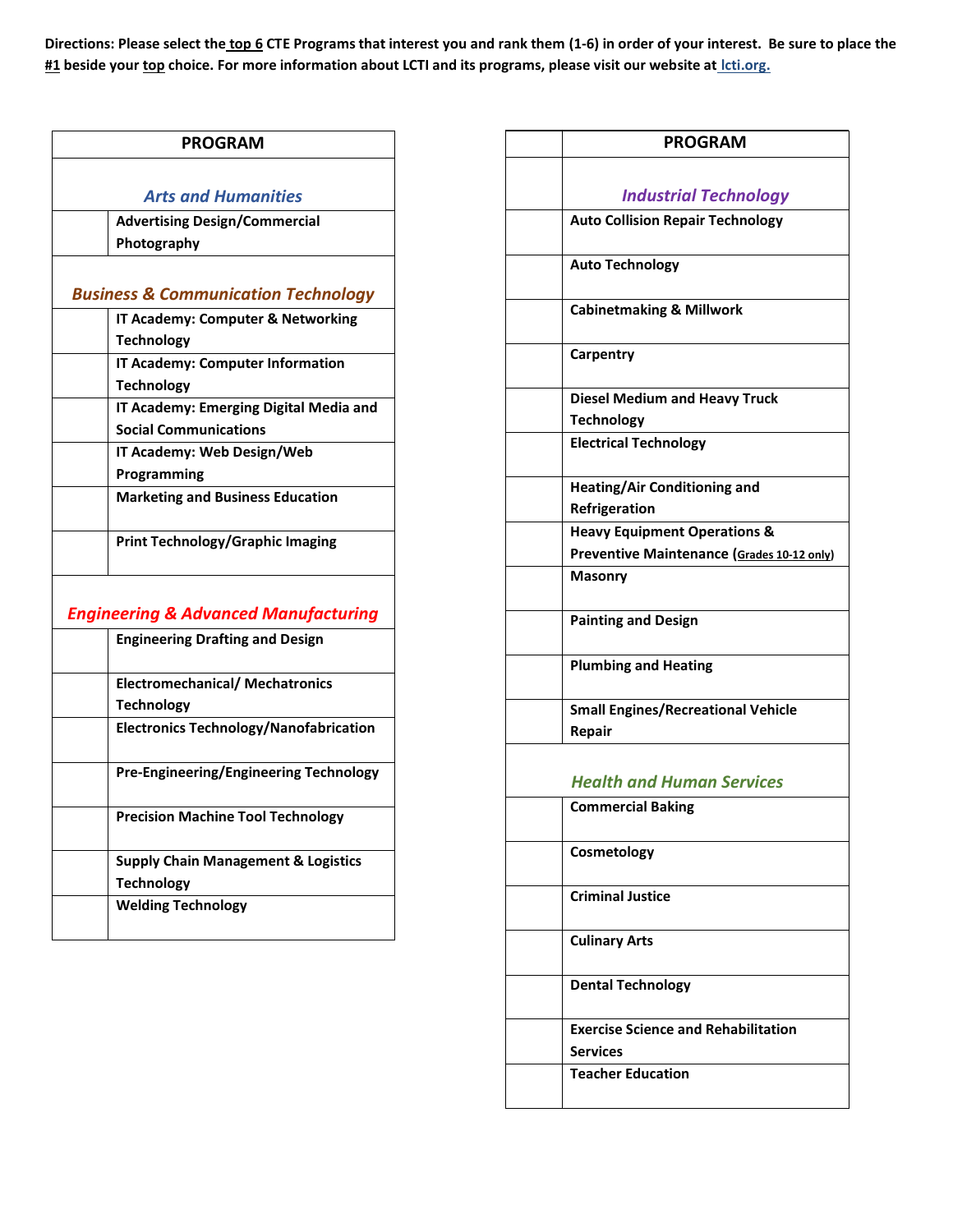Directions: Please select the **top 6** CTE Programs that interest you and rank them (1-6) in order of your interest. Be sure to place the **#1** beside your **top** choice. For more information about LCTI and its programs, please visit our website at [lcti.org.](lcti.org)

| | PROGRAM |
|---|---|
| | ***Arts and Humanities*** |
| | Advertising Design/Commercial Photography |
| | ***Business & Communication Technology*** |
| | IT Academy: Computer & Networking Technology |
| | IT Academy: Computer Information Technology |
| | IT Academy: Emerging Digital Media and Social Communications |
| | IT Academy: Web Design/Web Programming |
| | Marketing and Business Education |
| | Print Technology/Graphic Imaging |
| | ***Engineering & Advanced Manufacturing*** |
| | Engineering Drafting and Design |
| | Electromechanical/ Mechatronics Technology |
| | Electronics Technology/Nanofabrication |
| | Pre-Engineering/Engineering Technology |
| | Precision Machine Tool Technology |
| | Supply Chain Management & Logistics Technology |
| | Welding Technology |

| | PROGRAM |
|---|---|
| | ***Industrial Technology*** |
| | Auto Collision Repair Technology |
| | Auto Technology |
| | Cabinetmaking & Millwork |
| | Carpentry |
| | Diesel Medium and Heavy Truck Technology |
| | Electrical Technology |
| | Heating/Air Conditioning and Refrigeration |
| | Heavy Equipment Operations & Preventive Maintenance (Grades 10-12 only) |
| | Masonry |
| | Painting and Design |
| | Plumbing and Heating |
| | Small Engines/Recreational Vehicle Repair |
| | ***Health and Human Services*** |
| | Commercial Baking |
| | Cosmetology |
| | Criminal Justice |
| | Culinary Arts |
| | Dental Technology |
| | Exercise Science and Rehabilitation Services |
| | Teacher Education |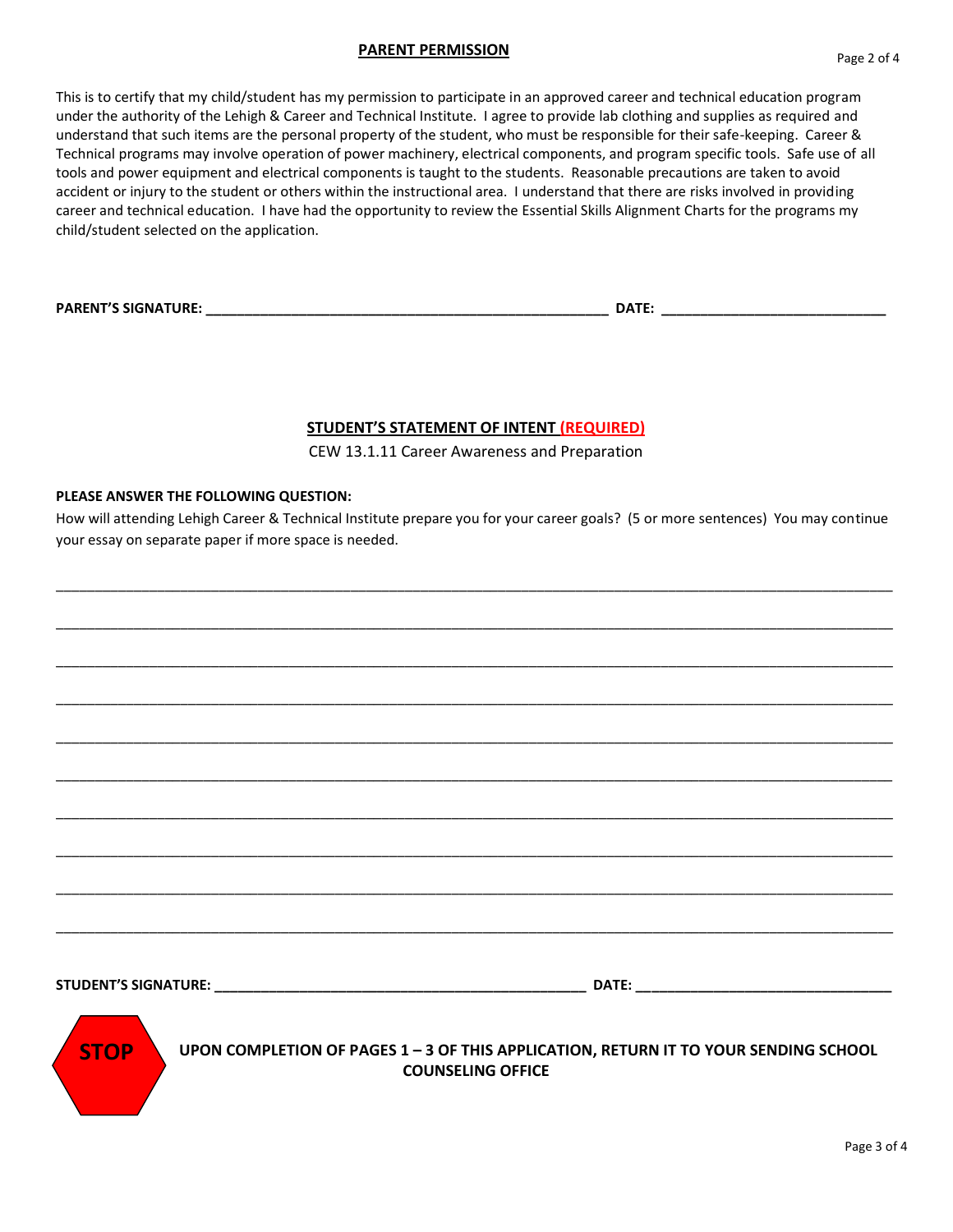## PARENT PERMISSION

This is to certify that my child/student has my permission to participate in an approved career and technical education program under the authority of the Lehigh & Career and Technical Institute. I agree to provide lab clothing and supplies as required and understand that such items are the personal property of the student, who must be responsible for their safe-keeping. Career & Technical programs may involve operation of power machinery, electrical components, and program specific tools. Safe use of all tools and power equipment and electrical components is taught to the students. Reasonable precautions are taken to avoid accident or injury to the student or others within the instructional area. I understand that there are risks involved in providing career and technical education. I have had the opportunity to review the Essential Skills Alignment Charts for the programs my child/student selected on the application.

**PARENT'S SIGNATURE: \_\_\_\_\_\_\_\_\_\_\_\_\_\_\_\_\_\_\_\_\_\_\_\_\_\_\_\_\_\_\_\_\_\_\_\_\_\_\_\_\_\_\_\_\_\_\_\_\_\_ DATE: \_\_\_\_\_\_\_\_\_\_\_\_\_\_\_\_\_\_\_\_\_\_\_\_\_\_\_\_\_\_**

## STUDENT'S STATEMENT OF INTENT (REQUIRED)

CEW 13.1.11 Career Awareness and Preparation

**PLEASE ANSWER THE FOLLOWING QUESTION:**

How will attending Lehigh Career & Technical Institute prepare you for your career goals? (5 or more sentences) You may continue your essay on separate paper if more space is needed.

\_\_\_\_\_\_\_\_\_\_\_\_\_\_\_\_\_\_\_\_\_\_\_\_\_\_\_\_\_\_\_\_\_\_\_\_\_\_\_\_\_\_\_\_\_\_\_\_\_\_\_\_\_\_\_\_\_\_\_\_\_\_\_\_\_\_\_\_\_\_\_\_\_\_\_\_\_\_\_\_\_\_\_\_\_\_\_\_\_\_\_\_\_\_\_\_\_\_\_\_

\_\_\_\_\_\_\_\_\_\_\_\_\_\_\_\_\_\_\_\_\_\_\_\_\_\_\_\_\_\_\_\_\_\_\_\_\_\_\_\_\_\_\_\_\_\_\_\_\_\_\_\_\_\_\_\_\_\_\_\_\_\_\_\_\_\_\_\_\_\_\_\_\_\_\_\_\_\_\_\_\_\_\_\_\_\_\_\_\_\_\_\_\_\_\_\_\_\_\_\_

\_\_\_\_\_\_\_\_\_\_\_\_\_\_\_\_\_\_\_\_\_\_\_\_\_\_\_\_\_\_\_\_\_\_\_\_\_\_\_\_\_\_\_\_\_\_\_\_\_\_\_\_\_\_\_\_\_\_\_\_\_\_\_\_\_\_\_\_\_\_\_\_\_\_\_\_\_\_\_\_\_\_\_\_\_\_\_\_\_\_\_\_\_\_\_\_\_\_\_\_

\_\_\_\_\_\_\_\_\_\_\_\_\_\_\_\_\_\_\_\_\_\_\_\_\_\_\_\_\_\_\_\_\_\_\_\_\_\_\_\_\_\_\_\_\_\_\_\_\_\_\_\_\_\_\_\_\_\_\_\_\_\_\_\_\_\_\_\_\_\_\_\_\_\_\_\_\_\_\_\_\_\_\_\_\_\_\_\_\_\_\_\_\_\_\_\_\_\_\_\_

\_\_\_\_\_\_\_\_\_\_\_\_\_\_\_\_\_\_\_\_\_\_\_\_\_\_\_\_\_\_\_\_\_\_\_\_\_\_\_\_\_\_\_\_\_\_\_\_\_\_\_\_\_\_\_\_\_\_\_\_\_\_\_\_\_\_\_\_\_\_\_\_\_\_\_\_\_\_\_\_\_\_\_\_\_\_\_\_\_\_\_\_\_\_\_\_\_\_\_\_

\_\_\_\_\_\_\_\_\_\_\_\_\_\_\_\_\_\_\_\_\_\_\_\_\_\_\_\_\_\_\_\_\_\_\_\_\_\_\_\_\_\_\_\_\_\_\_\_\_\_\_\_\_\_\_\_\_\_\_\_\_\_\_\_\_\_\_\_\_\_\_\_\_\_\_\_\_\_\_\_\_\_\_\_\_\_\_\_\_\_\_\_\_\_\_\_\_\_\_\_

\_\_\_\_\_\_\_\_\_\_\_\_\_\_\_\_\_\_\_\_\_\_\_\_\_\_\_\_\_\_\_\_\_\_\_\_\_\_\_\_\_\_\_\_\_\_\_\_\_\_\_\_\_\_\_\_\_\_\_\_\_\_\_\_\_\_\_\_\_\_\_\_\_\_\_\_\_\_\_\_\_\_\_\_\_\_\_\_\_\_\_\_\_\_\_\_\_\_\_\_

\_\_\_\_\_\_\_\_\_\_\_\_\_\_\_\_\_\_\_\_\_\_\_\_\_\_\_\_\_\_\_\_\_\_\_\_\_\_\_\_\_\_\_\_\_\_\_\_\_\_\_\_\_\_\_\_\_\_\_\_\_\_\_\_\_\_\_\_\_\_\_\_\_\_\_\_\_\_\_\_\_\_\_\_\_\_\_\_\_\_\_\_\_\_\_\_\_\_\_\_

\_\_\_\_\_\_\_\_\_\_\_\_\_\_\_\_\_\_\_\_\_\_\_\_\_\_\_\_\_\_\_\_\_\_\_\_\_\_\_\_\_\_\_\_\_\_\_\_\_\_\_\_\_\_\_\_\_\_\_\_\_\_\_\_\_\_\_\_\_\_\_\_\_\_\_\_\_\_\_\_\_\_\_\_\_\_\_\_\_\_\_\_\_\_\_\_\_\_\_\_

\_\_\_\_\_\_\_\_\_\_\_\_\_\_\_\_\_\_\_\_\_\_\_\_\_\_\_\_\_\_\_\_\_\_\_\_\_\_\_\_\_\_\_\_\_\_\_\_\_\_\_\_\_\_\_\_\_\_\_\_\_\_\_\_\_\_\_\_\_\_\_\_\_\_\_\_\_\_\_\_\_\_\_\_\_\_\_\_\_\_\_\_\_\_\_\_\_\_\_\_

**STUDENT'S SIGNATURE: \_\_\_\_\_\_\_\_\_\_\_\_\_\_\_\_\_\_\_\_\_\_\_\_\_\_\_\_\_\_\_\_\_\_\_\_\_\_\_\_\_\_\_\_\_\_\_ DATE: \_\_\_\_\_\_\_\_\_\_\_\_\_\_\_\_\_\_\_\_\_\_\_\_\_\_\_\_\_\_\_\_\_**

**STOP**

**UPON COMPLETION OF PAGES 1 – 3 OF THIS APPLICATION, RETURN IT TO YOUR SENDING SCHOOL COUNSELING OFFICE**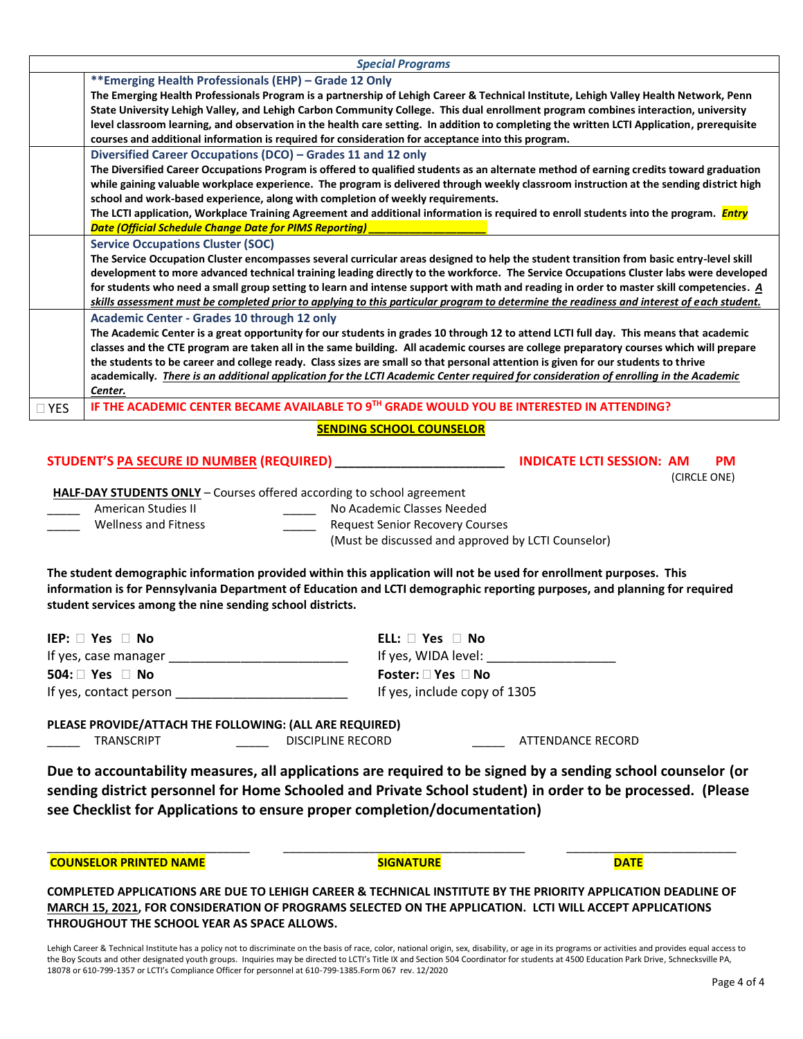| | *Special Programs* |
|---|---|
| | **\*\*Emerging Health Professionals (EHP) – Grade 12 Only**<br>**The Emerging Health Professionals Program is a partnership of Lehigh Career & Technical Institute, Lehigh Valley Health Network, Penn State University Lehigh Valley, and Lehigh Carbon Community College. This dual enrollment program combines interaction, university level classroom learning, and observation in the health care setting. In addition to completing the written LCTI Application, prerequisite courses and additional information is required for consideration for acceptance into this program.** |
| | **Diversified Career Occupations (DCO) – Grades 11 and 12 only**<br>**The Diversified Career Occupations Program is offered to qualified students as an alternate method of earning credits toward graduation while gaining valuable workplace experience. The program is delivered through weekly classroom instruction at the sending district high school and work-based experience, along with completion of weekly requirements.**<br>**The LCTI application, Workplace Training Agreement and additional information is required to enroll students into the program.** ***Entry Date (Official Schedule Change Date for PIMS Reporting)*** ___________________ |
| | **Service Occupations Cluster (SOC)**<br>**The Service Occupation Cluster encompasses several curricular areas designed to help the student transition from basic entry-level skill development to more advanced technical training leading directly to the workforce. The Service Occupations Cluster labs were developed for students who need a small group setting to learn and intense support with math and reading in order to master skill competencies.** ***A skills assessment must be completed prior to applying to this particular program to determine the readiness and interest of each student.*** |
| | **Academic Center - Grades 10 through 12 only**<br>**The Academic Center is a great opportunity for our students in grades 10 through 12 to attend LCTI full day. This means that academic classes and the CTE program are taken all in the same building. All academic courses are college preparatory courses which will prepare the students to be career and college ready. Class sizes are small so that personal attention is given for our students to thrive academically.** ***There is an additional application for the LCTI Academic Center required for consideration of enrolling in the Academic Center.*** |
| ☐ YES | **IF THE ACADEMIC CENTER BECAME AVAILABLE TO 9TH GRADE WOULD YOU BE INTERESTED IN ATTENDING?** |

## SENDING SCHOOL COUNSELOR

**STUDENT'S PA SECURE ID NUMBER (REQUIRED)** ________________________ **INDICATE LCTI SESSION: AM PM** (CIRCLE ONE)

**HALF-DAY STUDENTS ONLY** – Courses offered according to school agreement

_____ American Studies II
_____ Wellness and Fitness
_____ No Academic Classes Needed
_____ Request Senior Recovery Courses (Must be discussed and approved by LCTI Counselor)

**The student demographic information provided within this application will not be used for enrollment purposes. This information is for Pennsylvania Department of Education and LCTI demographic reporting purposes, and planning for required student services among the nine sending school districts.**

**IEP:** ☐ **Yes** ☐ **No**
If yes, case manager _________________________

**504:** ☐ **Yes** ☐ **No**
If yes, contact person _________________________

**ELL:** ☐ **Yes** ☐ **No**
If yes, WIDA level: __________________

**Foster:** ☐ **Yes** ☐ **No**
If yes, include copy of 1305

**PLEASE PROVIDE/ATTACH THE FOLLOWING: (ALL ARE REQUIRED)**

_____ TRANSCRIPT _____ DISCIPLINE RECORD _____ ATTENDANCE RECORD

**Due to accountability measures, all applications are required to be signed by a sending school counselor (or sending district personnel for Home Schooled and Private School student) in order to be processed. (Please see Checklist for Applications to ensure proper completion/documentation)**

_____________________________ ___________________________________ ________________________

**COUNSELOR PRINTED NAME** **SIGNATURE** **DATE**

**COMPLETED APPLICATIONS ARE DUE TO LEHIGH CAREER & TECHNICAL INSTITUTE BY THE PRIORITY APPLICATION DEADLINE OF MARCH 15, 2021, FOR CONSIDERATION OF PROGRAMS SELECTED ON THE APPLICATION. LCTI WILL ACCEPT APPLICATIONS THROUGHOUT THE SCHOOL YEAR AS SPACE ALLOWS.**

Lehigh Career & Technical Institute has a policy not to discriminate on the basis of race, color, national origin, sex, disability, or age in its programs or activities and provides equal access to the Boy Scouts and other designated youth groups. Inquiries may be directed to LCTI's Title IX and Section 504 Coordinator for students at 4500 Education Park Drive, Schnecksville PA, 18078 or 610-799-1357 or LCTI's Compliance Officer for personnel at 610-799-1385.Form 067 rev. 12/2020